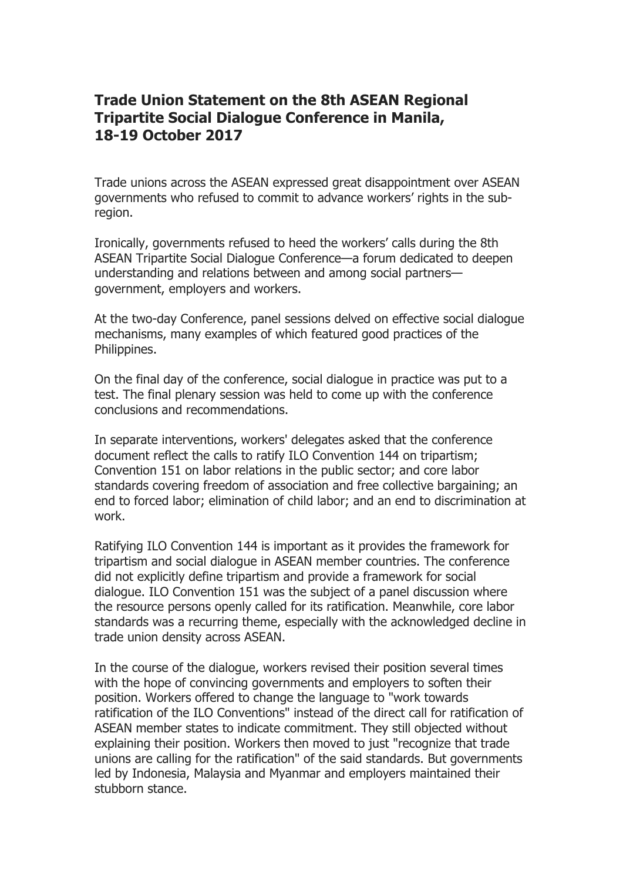# Trade Union Statement on the 8th ASEAN Regional Tripartite Social Dialogue Conference in Manila, 18-19 October 2017

Trade unions across the ASEAN expressed great disappointment over ASEAN governments who refused to commit to advance workers' rights in the sub-region.

Ironically, governments refused to heed the workers' calls during the 8th ASEAN Tripartite Social Dialogue Conference—a forum dedicated to deepen understanding and relations between and among social partners—government, employers and workers.

At the two-day Conference, panel sessions delved on effective social dialogue mechanisms, many examples of which featured good practices of the Philippines.

On the final day of the conference, social dialogue in practice was put to a test. The final plenary session was held to come up with the conference conclusions and recommendations.

In separate interventions, workers' delegates asked that the conference document reflect the calls to ratify ILO Convention 144 on tripartism; Convention 151 on labor relations in the public sector; and core labor standards covering freedom of association and free collective bargaining; an end to forced labor; elimination of child labor; and an end to discrimination at work.

Ratifying ILO Convention 144 is important as it provides the framework for tripartism and social dialogue in ASEAN member countries. The conference did not explicitly define tripartism and provide a framework for social dialogue. ILO Convention 151 was the subject of a panel discussion where the resource persons openly called for its ratification. Meanwhile, core labor standards was a recurring theme, especially with the acknowledged decline in trade union density across ASEAN.

In the course of the dialogue, workers revised their position several times with the hope of convincing governments and employers to soften their position. Workers offered to change the language to "work towards ratification of the ILO Conventions" instead of the direct call for ratification of ASEAN member states to indicate commitment. They still objected without explaining their position. Workers then moved to just "recognize that trade unions are calling for the ratification" of the said standards. But governments led by Indonesia, Malaysia and Myanmar and employers maintained their stubborn stance.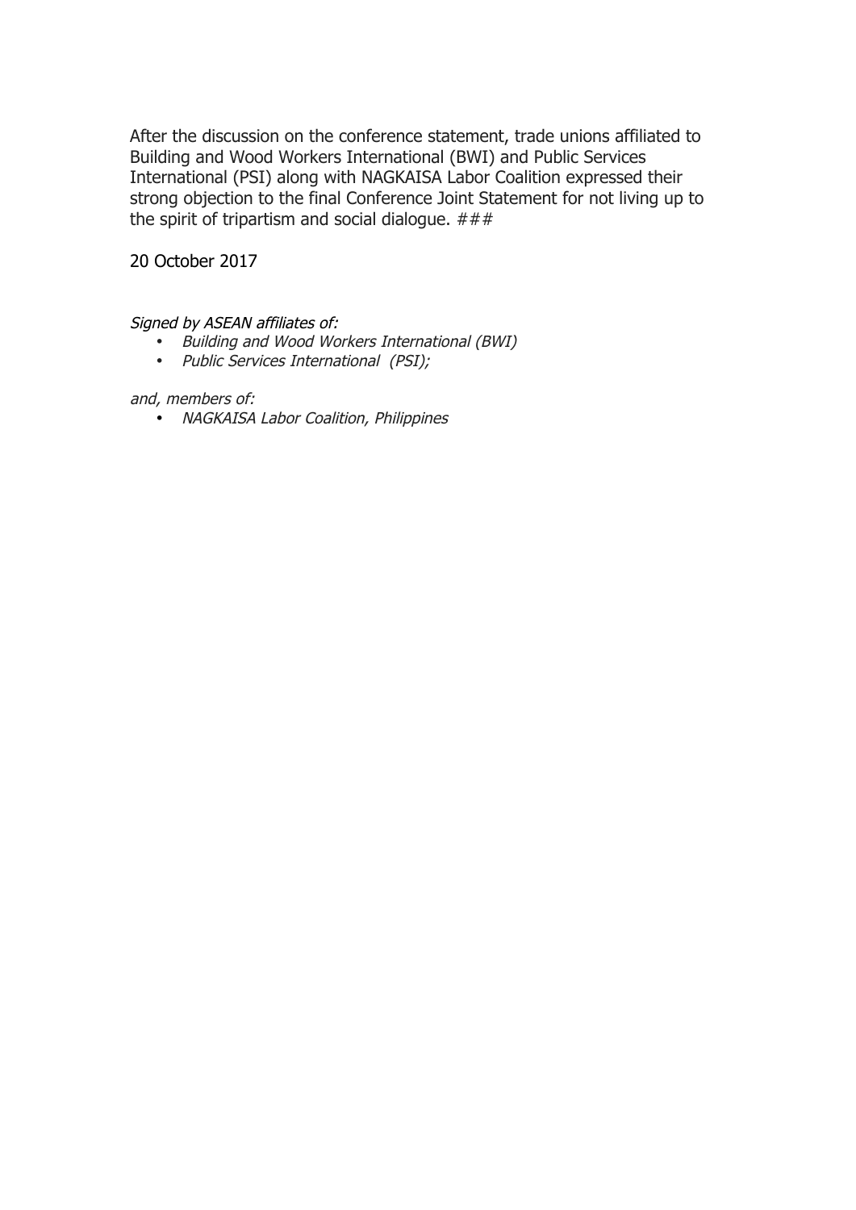After the discussion on the conference statement, trade unions affiliated to Building and Wood Workers International (BWI) and Public Services International (PSI) along with NAGKAISA Labor Coalition expressed their strong objection to the final Conference Joint Statement for not living up to the spirit of tripartism and social dialogue. ###

20 October 2017

*Signed by ASEAN affiliates of:*

- *Building and Wood Workers International (BWI)*
- *Public Services International (PSI);*

*and, members of:*

- *NAGKAISA Labor Coalition, Philippines*